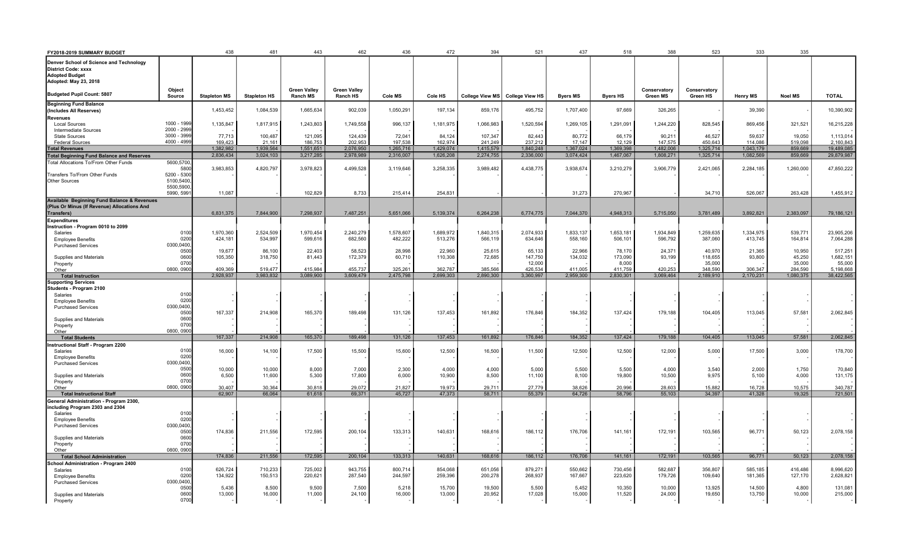| FY2018-2019 SUMMARY BUDGET | | 438 | 481 | 443 | 462 | 436 | 472 | 394 | 521 | 437 | 518 | 388 | 523 | 333 | 335 | |
|---|---|---|---|---|---|---|---|---|---|---|---|---|---|---|---|---|
| Denver School of Science and Technology<br>District Code: xxxx<br>Adopted Budget<br>Adopted: May 23, 2018 | | | | | | | | | | | | | | | | |
| Budgeted Pupil Count: 5807 | Object Source | Stapleton MS | Stapleton HS | Green Valley Ranch MS | Green Valley Ranch HS | Cole MS | Cole HS | College View MS | College View HS | Byers MS | Byers HS | Conservatory Green MS | Conservatory Green HS | Henry MS | Noel MS | TOTAL |
| Beginning Fund Balance (Includes All Reserves) | | 1,453,452 | 1,084,539 | 1,665,634 | 902,039 | 1,050,291 | 197,134 | 859,176 | 495,752 | 1,707,400 | 97,669 | 326,265 | - | 39,390 | - | 10,390,902 |
| Revenues | | | | | | | | | | | | | | | | |
| Local Sources | 1000 - 1999 | 1,135,847 | 1,817,915 | 1,243,803 | 1,749,558 | 996,137 | 1,181,975 | 1,066,983 | 1,520,594 | 1,269,105 | 1,291,091 | 1,244,220 | 828,545 | 869,456 | 321,521 | 16,215,228 |
| Intermediate Sources | 2000 - 2999 | - | - | - | - | - | - | - | - | - | - | - | - | - | - | - |
| State Sources | 3000 - 3999 | 77,713 | 100,487 | 121,095 | 124,439 | 72,041 | 84,124 | 107,347 | 82,443 | 80,772 | 66,179 | 90,211 | 46,527 | 59,637 | 19,050 | 1,113,014 |
| Federal Sources | 4000 - 4999 | 169,423 | 21,161 | 186,753 | 202,953 | 197,538 | 162,974 | 241,249 | 237,212 | 17,147 | 12,129 | 147,575 | 450,643 | 114,086 | 519,098 | 2,160,843 |
| Total Revenues | | 1,382,982 | 1,939,564 | 1,551,651 | 2,076,950 | 1,265,716 | 1,429,074 | 1,415,579 | 1,840,248 | 1,367,024 | 1,369,398 | 1,482,006 | 1,325,714 | 1,043,179 | 859,669 | 19,489,085 |
| Total Beginning Fund Balance and Reserves | | 2,836,434 | 3,024,103 | 3,217,285 | 2,978,989 | 2,316,007 | 1,626,208 | 2,274,755 | 2,336,000 | 3,074,424 | 1,467,067 | 1,808,271 | 1,325,714 | 1,082,569 | 859,669 | 29,879,987 |
| Total Allocations To/From Other Funds | 5600,5700, 5800 | 3,983,853 | 4,820,797 | 3,978,823 | 4,499,528 | 3,119,646 | 3,258,335 | 3,989,482 | 4,438,775 | 3,938,674 | 3,210,279 | 3,906,779 | 2,421,065 | 2,284,185 | 1,260,000 | 47,850,222 |
| Transfers To/From Other Funds | 5200 - 5300 | - | - | - | - | - | - | - | - | - | - | - | - | - | - | - |
| Other Sources | 5100,5400, 5500,5900, 5990, 5991 | 11,087 | - | 102,829 | 8,733 | 215,414 | 254,831 | - | - | 31,273 | 270,967 | - | 34,710 | 526,067 | 263,428 | 1,455,912 |
| Available Beginning Fund Balance & Revenues (Plus Or Minus (If Revenue) Allocations And Transfers) | | 6,831,375 | 7,844,900 | 7,298,937 | 7,487,251 | 5,651,066 | 5,139,374 | 6,264,238 | 6,774,775 | 7,044,370 | 4,948,313 | 5,715,050 | 3,781,489 | 3,892,821 | 2,383,097 | 79,186,121 |
| Expenditures | | | | | | | | | | | | | | | | |
| Instruction - Program 0010 to 2099 | | | | | | | | | | | | | | | | |
| Salaries | 0100 | 1,970,360 | 2,524,509 | 1,970,454 | 2,240,279 | 1,578,607 | 1,689,972 | 1,840,315 | 2,074,933 | 1,833,137 | 1,653,181 | 1,934,849 | 1,259,635 | 1,334,975 | 539,771 | 23,905,206 |
| Employee Benefits | 0200 | 424,181 | 534,997 | 599,616 | 682,560 | 482,222 | 513,276 | 566,119 | 634,646 | 558,160 | 506,101 | 596,792 | 387,060 | 413,745 | 164,814 | 7,064,288 |
| Purchased Services | 0300,0400, 0500 | 19,677 | 86,100 | 22,403 | 58,523 | 28,998 | 22,960 | 25,615 | 65,133 | 22,966 | 78,170 | 24,371 | 40,970 | 21,365 | 10,950 | 517,251 |
| Supplies and Materials | 0600 | 105,350 | 318,750 | 81,443 | 172,379 | 60,710 | 110,308 | 72,685 | 147,750 | 134,032 | 173,090 | 93,199 | 118,655 | 93,800 | 45,250 | 1,682,151 |
| Property | 0700 | - | - | - | - | - | - | - | 12,000 | - | 8,000 | - | 35,000 | - | 35,000 | 55,000 |
| Other | 0800, 0900 | 409,369 | 519,477 | 415,984 | 455,737 | 325,261 | 362,787 | 385,566 | 426,534 | 411,005 | 411,759 | 420,253 | 348,590 | 306,347 | 284,590 | 5,198,668 |
| Total Instruction | | 2,928,937 | 3,983,832 | 3,089,900 | 3,609,479 | 2,475,798 | 2,699,303 | 2,890,300 | 3,360,997 | 2,959,300 | 2,830,301 | 3,069,464 | 2,189,910 | 2,170,231 | 1,080,375 | 38,422,565 |
| Supporting Services | | | | | | | | | | | | | | | | |
| Students - Program 2100 | | | | | | | | | | | | | | | | |
| Salaries | 0100 | - | - | - | - | - | - | - | - | - | - | - | - | - | - | - |
| Employee Benefits | 0200 | - | - | - | - | - | - | - | - | - | - | - | - | - | - | - |
| Purchased Services | 0300,0400, 0500 | 167,337 | 214,908 | 165,370 | 189,498 | 131,126 | 137,453 | 161,892 | 176,846 | 184,352 | 137,424 | 179,188 | 104,405 | 113,045 | 57,581 | 2,062,845 |
| Supplies and Materials | 0600 | - | - | - | - | - | - | - | - | - | - | - | - | - | - | - |
| Property | 0700 | - | - | - | - | - | - | - | - | - | - | - | - | - | - | - |
| Other | 0800, 0900 | - | - | - | - | - | - | - | - | - | - | - | - | - | - | - |
| Total Students | | 167,337 | 214,908 | 165,370 | 189,498 | 131,126 | 137,453 | 161,892 | 176,846 | 184,352 | 137,424 | 179,188 | 104,405 | 113,045 | 57,581 | 2,062,845 |
| Instructional Staff - Program 2200 | | | | | | | | | | | | | | | | |
| Salaries | 0100 | 16,000 | 14,100 | 17,500 | 15,500 | 15,600 | 12,500 | 16,500 | 11,500 | 12,500 | 12,500 | 12,000 | 5,000 | 17,500 | 3,000 | 178,700 |
| Employee Benefits | 0200 | - | - | - | - | - | - | - | - | - | - | - | - | - | - | - |
| Purchased Services | 0300,0400, 0500 | 10,000 | 10,000 | 8,000 | 7,000 | 2,300 | 4,000 | 4,000 | 5,000 | 5,500 | 5,500 | 4,000 | 3,540 | 2,000 | 1,750 | 70,840 |
| Supplies and Materials | 0600 | 6,500 | 11,600 | 5,300 | 17,800 | 6,000 | 10,900 | 8,500 | 11,100 | 8,100 | 19,800 | 10,500 | 9,975 | 5,100 | 4,000 | 131,175 |
| Property | 0700 | - | - | - | - | - | - | - | - | - | - | - | - | - | - | - |
| Other | 0800, 0900 | 30,407 | 30,364 | 30,818 | 29,072 | 21,827 | 19,973 | 29,711 | 27,779 | 38,626 | 20,996 | 28,603 | 15,882 | 16,728 | 10,575 | 340,787 |
| Total Instructional Staff | | 62,907 | 66,064 | 61,618 | 69,371 | 45,727 | 47,373 | 58,711 | 55,379 | 64,726 | 58,796 | 55,103 | 34,397 | 41,328 | 19,325 | 721,501 |
| General Administration - Program 2300, including Program 2303 and 2304 | | | | | | | | | | | | | | | | |
| Salaries | 0100 | - | - | - | - | - | - | - | - | - | - | - | - | - | - | - |
| Employee Benefits | 0200 | - | - | - | - | - | - | - | - | - | - | - | - | - | - | - |
| Purchased Services | 0300,0400, 0500 | 174,836 | 211,556 | 172,595 | 200,104 | 133,313 | 140,631 | 168,616 | 186,112 | 176,706 | 141,161 | 172,191 | 103,565 | 96,771 | 50,123 | 2,078,158 |
| Supplies and Materials | 0600 | - | - | - | - | - | - | - | - | - | - | - | - | - | - | - |
| Property | 0700 | - | - | - | - | - | - | - | - | - | - | - | - | - | - | - |
| Other | 0800, 0900 | - | - | - | - | - | - | - | - | - | - | - | - | - | - | - |
| Total School Administration | | 174,836 | 211,556 | 172,595 | 200,104 | 133,313 | 140,631 | 168,616 | 186,112 | 176,706 | 141,161 | 172,191 | 103,565 | 96,771 | 50,123 | 2,078,158 |
| School Administration - Program 2400 | | | | | | | | | | | | | | | | |
| Salaries | 0100 | 626,724 | 710,233 | 725,002 | 943,755 | 800,714 | 854,068 | 651,056 | 879,271 | 550,662 | 730,456 | 582,687 | 356,807 | 585,185 | 416,486 | 8,996,620 |
| Employee Benefits | 0200 | 134,922 | 150,513 | 220,621 | 287,540 | 244,597 | 259,396 | 200,278 | 268,937 | 167,667 | 223,620 | 179,726 | 109,640 | 181,365 | 127,170 | 2,628,821 |
| Purchased Services | 0300,0400, 0500 | 5,436 | 8,500 | 9,500 | 7,500 | 5,218 | 15,700 | 19,500 | 5,500 | 5,452 | 10,350 | 10,000 | 13,925 | 14,500 | 4,800 | 131,081 |
| Supplies and Materials | 0600 | 13,000 | 16,000 | 11,000 | 24,100 | 16,000 | 13,000 | 20,952 | 17,028 | 15,000 | 11,520 | 24,000 | 19,650 | 13,750 | 10,000 | 215,000 |
| Property | 0700 | - | - | - | - | - | - | - | - | - | - | - | - | - | - | - |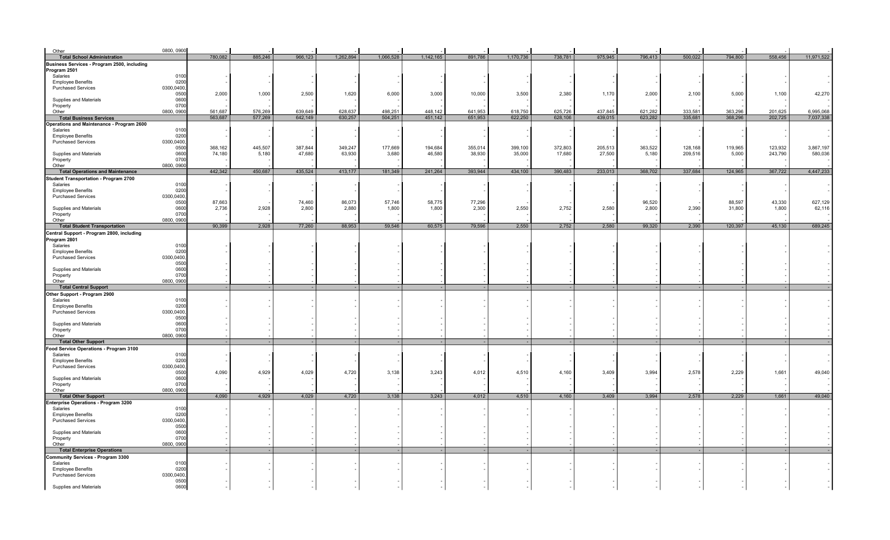| | | | | | | | | | | | | | | | | |
|---|---|---|---|---|---|---|---|---|---|---|---|---|---|---|---|---|
| Other | 0800, 0900 | - | - | - | - | - | - | - | - | - | - | - | - | - | - | - |
| **Total School Administration** | | 780,082 | 885,246 | 966,123 | 1,262,894 | 1,066,528 | 1,142,165 | 891,786 | 1,170,736 | 738,781 | 975,945 | 796,413 | 500,022 | 794,800 | 558,456 | 11,971,522 |
| **Business Services - Program 2500, including Program 2501** | | | | | | | | | | | | | | | | |
| Salaries | 0100 | - | - | - | - | - | - | - | - | - | - | - | - | - | - | - |
| Employee Benefits | 0200 | - | - | - | - | - | - | - | - | - | - | - | - | - | - | - |
| Purchased Services | 0300,0400, 0500 | 2,000 | 1,000 | 2,500 | 1,620 | 6,000 | 3,000 | 10,000 | 3,500 | 2,380 | 1,170 | 2,000 | 2,100 | 5,000 | 1,100 | 42,270 |
| Supplies and Materials | 0600 | - | - | - | - | - | - | - | - | - | - | - | - | - | - | - |
| Property | 0700 | - | - | - | - | - | - | - | - | - | - | - | - | - | - | - |
| Other | 0800, 0900 | 561,687 | 576,269 | 639,649 | 628,637 | 498,251 | 448,142 | 641,953 | 618,750 | 625,726 | 437,845 | 621,282 | 333,581 | 363,296 | 201,625 | 6,995,068 |
| **Total Business Services** | | 563,687 | 577,269 | 642,149 | 630,257 | 504,251 | 451,142 | 651,953 | 622,250 | 628,106 | 439,015 | 623,282 | 335,681 | 368,296 | 202,725 | 7,037,338 |
| **Operations and Maintenance - Program 2600** | | | | | | | | | | | | | | | | |
| Salaries | 0100 | - | - | - | - | - | - | - | - | - | - | - | - | - | - | - |
| Employee Benefits | 0200 | - | - | - | - | - | - | - | - | - | - | - | - | - | - | - |
| Purchased Services | 0300,0400, 0500 | 368,162 | 445,507 | 387,844 | 349,247 | 177,669 | 194,684 | 355,014 | 399,100 | 372,803 | 205,513 | 363,522 | 128,168 | 119,965 | 123,932 | 3,867,197 |
| Supplies and Materials | 0600 | 74,180 | 5,180 | 47,680 | 63,930 | 3,680 | 46,580 | 38,930 | 35,000 | 17,680 | 27,500 | 5,180 | 209,516 | 5,000 | 243,790 | 580,036 |
| Property | 0700 | - | - | - | - | - | - | - | - | - | - | - | - | - | - | - |
| Other | 0800, 0900 | - | - | - | - | - | - | - | - | - | - | - | - | - | - | - |
| **Total Operations and Maintenance** | | 442,342 | 450,687 | 435,524 | 413,177 | 181,349 | 241,264 | 393,944 | 434,100 | 390,483 | 233,013 | 368,702 | 337,684 | 124,965 | 367,722 | 4,447,233 |
| **Student Transportation - Program 2700** | | | | | | | | | | | | | | | | |
| Salaries | 0100 | - | - | - | - | - | - | - | - | - | - | - | - | - | - | - |
| Employee Benefits | 0200 | - | - | - | - | - | - | - | - | - | - | - | - | - | - | - |
| Purchased Services | 0300,0400, 0500 | 87,663 | - | 74,460 | 86,073 | 57,746 | 58,775 | 77,296 | - | - | - | 96,520 | - | 88,597 | 43,330 | 627,129 |
| Supplies and Materials | 0600 | 2,736 | 2,928 | 2,800 | 2,880 | 1,800 | 1,800 | 2,300 | 2,550 | 2,752 | 2,580 | 2,800 | 2,390 | 31,800 | 1,800 | 62,116 |
| Property | 0700 | - | - | - | - | - | - | - | - | - | - | - | - | - | - | - |
| Other | 0800, 0900 | - | - | - | - | - | - | - | - | - | - | - | - | - | - | - |
| **Total Student Transportation** | | 90,399 | 2,928 | 77,260 | 88,953 | 59,546 | 60,575 | 79,596 | 2,550 | 2,752 | 2,580 | 99,320 | 2,390 | 120,397 | 45,130 | 689,245 |
| **Central Support - Program 2800, including Program 2801** | | | | | | | | | | | | | | | | |
| Salaries | 0100 | - | - | - | - | - | - | - | - | - | - | - | - | - | - | - |
| Employee Benefits | 0200 | - | - | - | - | - | - | - | - | - | - | - | - | - | - | - |
| Purchased Services | 0300,0400, 0500 | - | - | - | - | - | - | - | - | - | - | - | - | - | - | - |
| Supplies and Materials | 0600 | - | - | - | - | - | - | - | - | - | - | - | - | - | - | - |
| Property | 0700 | - | - | - | - | - | - | - | - | - | - | - | - | - | - | - |
| Other | 0800, 0900 | - | - | - | - | - | - | - | - | - | - | - | - | - | - | - |
| **Total Central Support** | | - | - | - | - | - | - | - | - | - | - | - | - | - | - | - |
| **Other Support - Program 2900** | | | | | | | | | | | | | | | | |
| Salaries | 0100 | - | - | - | - | - | - | - | - | - | - | - | - | - | - | - |
| Employee Benefits | 0200 | - | - | - | - | - | - | - | - | - | - | - | - | - | - | - |
| Purchased Services | 0300,0400, 0500 | - | - | - | - | - | - | - | - | - | - | - | - | - | - | - |
| Supplies and Materials | 0600 | - | - | - | - | - | - | - | - | - | - | - | - | - | - | - |
| Property | 0700 | - | - | - | - | - | - | - | - | - | - | - | - | - | - | - |
| Other | 0800, 0900 | - | - | - | - | - | - | - | - | - | - | - | - | - | - | - |
| **Total Other Support** | | - | - | - | - | - | - | - | - | - | - | - | - | - | - | - |
| **Food Service Operations - Program 3100** | | | | | | | | | | | | | | | | |
| Salaries | 0100 | - | - | - | - | - | - | - | - | - | - | - | - | - | - | - |
| Employee Benefits | 0200 | - | - | - | - | - | - | - | - | - | - | - | - | - | - | - |
| Purchased Services | 0300,0400, 0500 | 4,090 | 4,929 | 4,029 | 4,720 | 3,138 | 3,243 | 4,012 | 4,510 | 4,160 | 3,409 | 3,994 | 2,578 | 2,229 | 1,661 | 49,040 |
| Supplies and Materials | 0600 | - | - | - | - | - | - | - | - | - | - | - | - | - | - | - |
| Property | 0700 | - | - | - | - | - | - | - | - | - | - | - | - | - | - | - |
| Other | 0800, 0900 | - | - | - | - | - | - | - | - | - | - | - | - | - | - | - |
| **Total Other Support** | | 4,090 | 4,929 | 4,029 | 4,720 | 3,138 | 3,243 | 4,012 | 4,510 | 4,160 | 3,409 | 3,994 | 2,578 | 2,229 | 1,661 | 49,040 |
| **Enterprise Operations - Program 3200** | | | | | | | | | | | | | | | | |
| Salaries | 0100 | - | - | - | - | - | - | - | - | - | - | - | - | - | - | - |
| Employee Benefits | 0200 | - | - | - | - | - | - | - | - | - | - | - | - | - | - | - |
| Purchased Services | 0300,0400, 0500 | - | - | - | - | - | - | - | - | - | - | - | - | - | - | - |
| Supplies and Materials | 0600 | - | - | - | - | - | - | - | - | - | - | - | - | - | - | - |
| Property | 0700 | - | - | - | - | - | - | - | - | - | - | - | - | - | - | - |
| Other | 0800, 0900 | - | - | - | - | - | - | - | - | - | - | - | - | - | - | - |
| **Total Enterprise Operations** | | - | - | - | - | - | - | - | - | - | - | - | - | - | - | - |
| **Community Services - Program 3300** | | | | | | | | | | | | | | | | |
| Salaries | 0100 | - | - | - | - | - | - | - | - | - | - | - | - | - | - | - |
| Employee Benefits | 0200 | - | - | - | - | - | - | - | - | - | - | - | - | - | - | - |
| Purchased Services | 0300,0400, 0500 | - | - | - | - | - | - | - | - | - | - | - | - | - | - | - |
| Supplies and Materials | 0600 | - | - | - | - | - | - | - | - | - | - | - | - | - | - | - |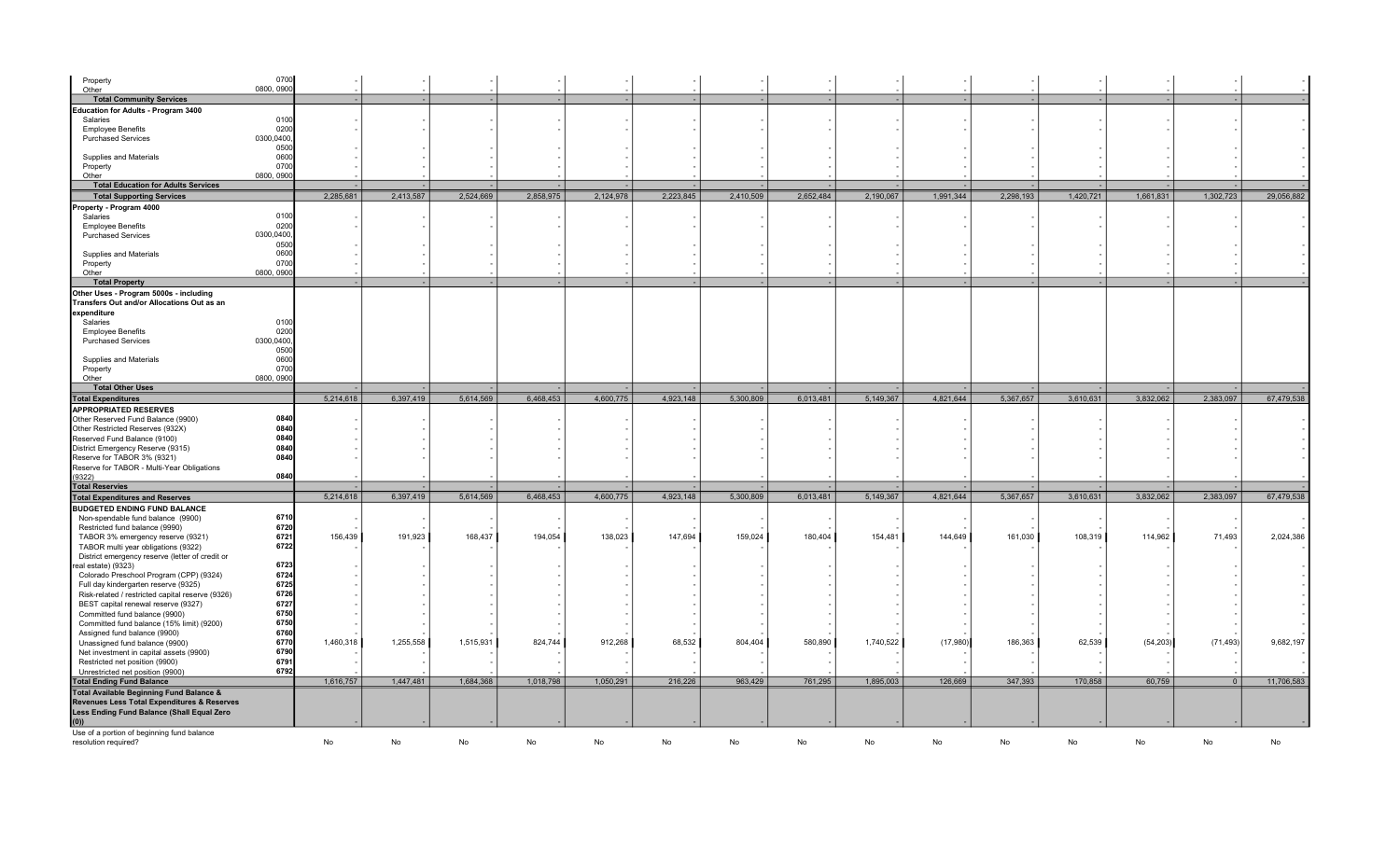| | | | | | | | | | | | | | | | | |
|---|---|---|---|---|---|---|---|---|---|---|---|---|---|---|---|---|
| Property | 0700 | - | - | - | - | - | - | - | - | - | - | - | - | - | - | - |
| Other | 0800, 0900 | - | - | - | - | - | - | - | - | - | - | - | - | - | - | - |
| **Total Community Services** | | - | - | - | - | - | - | - | - | - | - | - | - | - | - | - |
| **Education for Adults - Program 3400** | | | | | | | | | | | | | | | | |
| Salaries | 0100 | - | - | - | - | - | - | - | - | - | - | - | - | - | - | - |
| Employee Benefits | 0200 | - | - | - | - | - | - | - | - | - | - | - | - | - | - | - |
| Purchased Services | 0300,0400, 0500 | - | - | - | - | - | - | - | - | - | - | - | - | - | - | - |
| Supplies and Materials | 0600 | - | - | - | - | - | - | - | - | - | - | - | - | - | - | - |
| Property | 0700 | - | - | - | - | - | - | - | - | - | - | - | - | - | - | - |
| Other | 0800, 0900 | - | - | - | - | - | - | - | - | - | - | - | - | - | - | - |
| **Total Education for Adults Services** | | - | - | - | - | - | - | - | - | - | - | - | - | - | - | - |
| **Total Supporting Services** | | 2,285,681 | 2,413,587 | 2,524,669 | 2,858,975 | 2,124,978 | 2,223,845 | 2,410,509 | 2,652,484 | 2,190,067 | 1,991,344 | 2,298,193 | 1,420,721 | 1,661,831 | 1,302,723 | 29,056,882 |
| **Property - Program 4000** | | | | | | | | | | | | | | | | |
| Salaries | 0100 | - | - | - | - | - | - | - | - | - | - | - | - | - | - | - |
| Employee Benefits | 0200 | - | - | - | - | - | - | - | - | - | - | - | - | - | - | - |
| Purchased Services | 0300,0400, 0500 | - | - | - | - | - | - | - | - | - | - | - | - | - | - | - |
| Supplies and Materials | 0600 | - | - | - | - | - | - | - | - | - | - | - | - | - | - | - |
| Property | 0700 | - | - | - | - | - | - | - | - | - | - | - | - | - | - | - |
| Other | 0800, 0900 | - | - | - | - | - | - | - | - | - | - | - | - | - | - | - |
| **Total Property** | | - | - | - | - | - | - | - | - | - | - | - | - | - | - | - |
| **Other Uses - Program 5000s - including Transfers Out and/or Allocations Out as an expenditure** | | | | | | | | | | | | | | | | |
| Salaries | 0100 | | | | | | | | | | | | | | | |
| Employee Benefits | 0200 | | | | | | | | | | | | | | | |
| Purchased Services | 0300,0400, 0500 | | | | | | | | | | | | | | | |
| Supplies and Materials | 0600 | | | | | | | | | | | | | | | |
| Property | 0700 | | | | | | | | | | | | | | | |
| Other | 0800, 0900 | | | | | | | | | | | | | | | |
| **Total Other Uses** | | - | - | - | - | - | - | - | - | - | - | - | - | - | - | - |
| **Total Expenditures** | | 5,214,618 | 6,397,419 | 5,614,569 | 6,468,453 | 4,600,775 | 4,923,148 | 5,300,809 | 6,013,481 | 5,149,367 | 4,821,644 | 5,367,657 | 3,610,631 | 3,832,062 | 2,383,097 | 67,479,538 |
| **APPROPRIATED RESERVES** | | | | | | | | | | | | | | | | |
| Other Reserved Fund Balance (9900) | 0840 | - | - | - | - | - | - | - | - | - | - | - | - | - | - | - |
| Other Restricted Reserves (932X) | 0840 | - | - | - | - | - | - | - | - | - | - | - | - | - | - | - |
| Reserved Fund Balance (9100) | 0840 | - | - | - | - | - | - | - | - | - | - | - | - | - | - | - |
| District Emergency Reserve (9315) | 0840 | - | - | - | - | - | - | - | - | - | - | - | - | - | - | - |
| Reserve for TABOR 3% (9321) | 0840 | - | - | - | - | - | - | - | - | - | - | - | - | - | - | - |
| Reserve for TABOR - Multi-Year Obligations (9322) | 0840 | - | - | - | - | - | - | - | - | - | - | - | - | - | - | - |
| **Total Reservies** | | - | - | - | - | - | - | - | - | - | - | - | - | - | - | - |
| **Total Expenditures and Reserves** | | 5,214,618 | 6,397,419 | 5,614,569 | 6,468,453 | 4,600,775 | 4,923,148 | 5,300,809 | 6,013,481 | 5,149,367 | 4,821,644 | 5,367,657 | 3,610,631 | 3,832,062 | 2,383,097 | 67,479,538 |
| **BUDGETED ENDING FUND BALANCE** | | | | | | | | | | | | | | | | |
| Non-spendable fund balance (9900) | 6710 | - | - | - | - | - | - | - | - | - | - | - | - | - | - | - |
| Restricted fund balance (9990) | 6720 | - | - | - | - | - | - | - | - | - | - | - | - | - | - | - |
| TABOR 3% emergency reserve (9321) | 6721 | 156,439 | 191,923 | 168,437 | 194,054 | 138,023 | 147,694 | 159,024 | 180,404 | 154,481 | 144,649 | 161,030 | 108,319 | 114,962 | 71,493 | 2,024,386 |
| TABOR multi year obligations (9322) | 6722 | - | - | - | - | - | - | - | - | - | - | - | - | - | - | - |
| District emergency reserve (letter of credit or real estate) (9323) | 6723 | - | - | - | - | - | - | - | - | - | - | - | - | - | - | - |
| Colorado Preschool Program (CPP) (9324) | 6724 | - | - | - | - | - | - | - | - | - | - | - | - | - | - | - |
| Full day kindergarten reserve (9325) | 6725 | - | - | - | - | - | - | - | - | - | - | - | - | - | - | - |
| Risk-related / restricted capital reserve (9326) | 6726 | - | - | - | - | - | - | - | - | - | - | - | - | - | - | - |
| BEST capital renewal reserve (9327) | 6727 | - | - | - | - | - | - | - | - | - | - | - | - | - | - | - |
| Committed fund balance (9900) | 6750 | - | - | - | - | - | - | - | - | - | - | - | - | - | - | - |
| Committed fund balance (15% limit) (9200) | 6750 | - | - | - | - | - | - | - | - | - | - | - | - | - | - | - |
| Assigned fund balance (9900) | 6760 | - | - | - | - | - | - | - | - | - | - | - | - | - | - | - |
| Unassigned fund balance (9900) | 6770 | 1,460,318 | 1,255,558 | 1,515,931 | 824,744 | 912,268 | 68,532 | 804,404 | 580,890 | 1,740,522 | (17,980) | 186,363 | 62,539 | (54,203) | (71,493) | 9,682,197 |
| Net investment in capital assets (9900) | 6790 | - | - | - | - | - | - | - | - | - | - | - | - | - | - | - |
| Restricted net position (9900) | 6791 | - | - | - | - | - | - | - | - | - | - | - | - | - | - | - |
| Unrestricted net position (9900) | 6792 | - | - | - | - | - | - | - | - | - | - | - | - | - | - | - |
| **Total Ending Fund Balance** | | 1,616,757 | 1,447,481 | 1,684,368 | 1,018,798 | 1,050,291 | 216,226 | 963,429 | 761,295 | 1,895,003 | 126,669 | 347,393 | 170,858 | 60,759 | 0 | 11,706,583 |
| **Total Available Beginning Fund Balance & Revenues Less Total Expenditures & Reserves Less Ending Fund Balance (Shall Equal Zero (0))** | | - | - | - | - | - | - | - | - | - | - | - | - | - | - | - |
| Use of a portion of beginning fund balance resolution required? | | No | No | No | No | No | No | No | No | No | No | No | No | No | No | No |